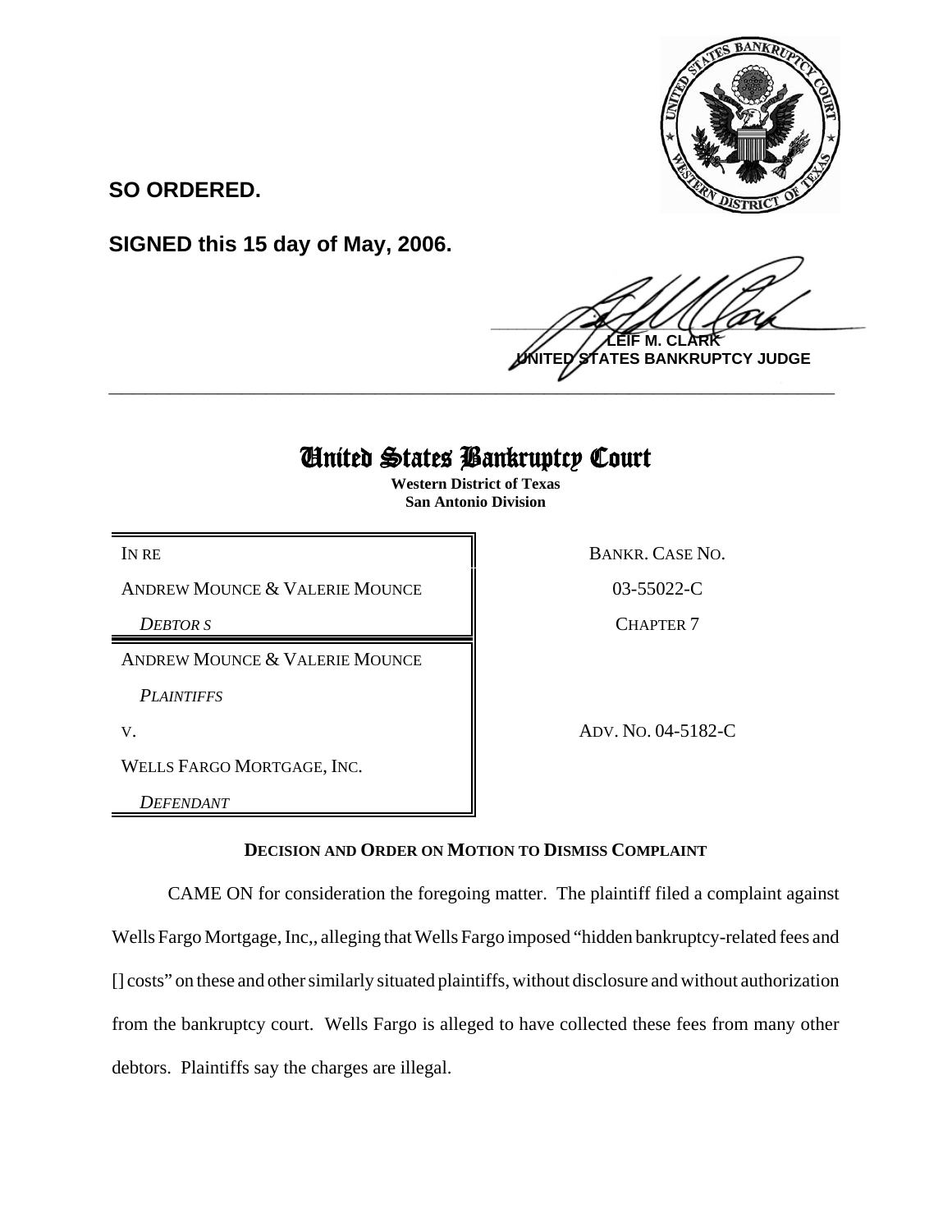**SO ORDERED.**

**SIGNED this 15 day of May, 2006.**

**LEIF M. CLARK**
**UNITED STATES BANKRUPTCY JUDGE**

---

# United States Bankruptcy Court

**Western District of Texas**
**San Antonio Division**

| | |
|---|---|
| IN RE | BANKR. CASE NO. |
| ANDREW MOUNCE & VALERIE MOUNCE | 03-55022-C |
| *DEBTOR S* | CHAPTER 7 |
| ANDREW MOUNCE & VALERIE MOUNCE | |
| *PLAINTIFFS* | |
| V. | ADV. NO. 04-5182-C |
| WELLS FARGO MORTGAGE, INC. | |
| *DEFENDANT* | |

**DECISION AND ORDER ON MOTION TO DISMISS COMPLAINT**

CAME ON for consideration the foregoing matter. The plaintiff filed a complaint against Wells Fargo Mortgage, Inc,, alleging that Wells Fargo imposed "hidden bankruptcy-related fees and [] costs" on these and other similarly situated plaintiffs, without disclosure and without authorization from the bankruptcy court. Wells Fargo is alleged to have collected these fees from many other debtors. Plaintiffs say the charges are illegal.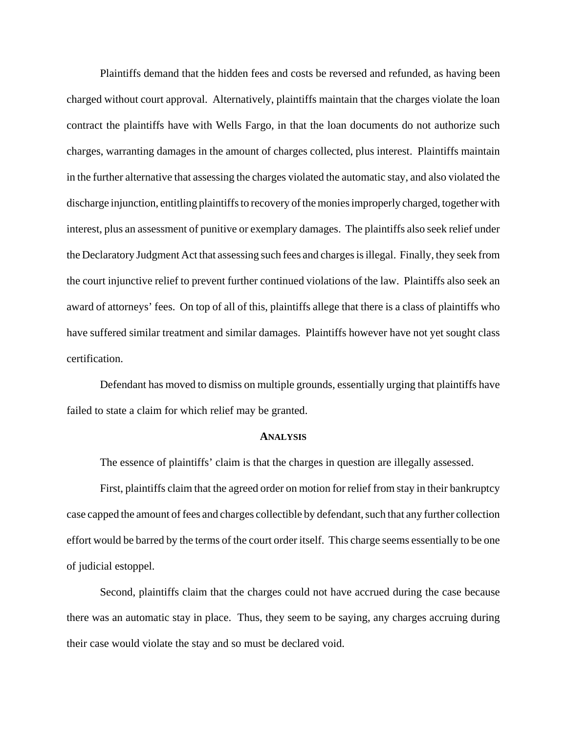Plaintiffs demand that the hidden fees and costs be reversed and refunded, as having been charged without court approval. Alternatively, plaintiffs maintain that the charges violate the loan contract the plaintiffs have with Wells Fargo, in that the loan documents do not authorize such charges, warranting damages in the amount of charges collected, plus interest. Plaintiffs maintain in the further alternative that assessing the charges violated the automatic stay, and also violated the discharge injunction, entitling plaintiffs to recovery of the monies improperly charged, together with interest, plus an assessment of punitive or exemplary damages. The plaintiffs also seek relief under the Declaratory Judgment Act that assessing such fees and charges is illegal. Finally, they seek from the court injunctive relief to prevent further continued violations of the law. Plaintiffs also seek an award of attorneys' fees. On top of all of this, plaintiffs allege that there is a class of plaintiffs who have suffered similar treatment and similar damages. Plaintiffs however have not yet sought class certification.

Defendant has moved to dismiss on multiple grounds, essentially urging that plaintiffs have failed to state a claim for which relief may be granted.

## ANALYSIS

The essence of plaintiffs' claim is that the charges in question are illegally assessed.

First, plaintiffs claim that the agreed order on motion for relief from stay in their bankruptcy case capped the amount of fees and charges collectible by defendant, such that any further collection effort would be barred by the terms of the court order itself. This charge seems essentially to be one of judicial estoppel.

Second, plaintiffs claim that the charges could not have accrued during the case because there was an automatic stay in place. Thus, they seem to be saying, any charges accruing during their case would violate the stay and so must be declared void.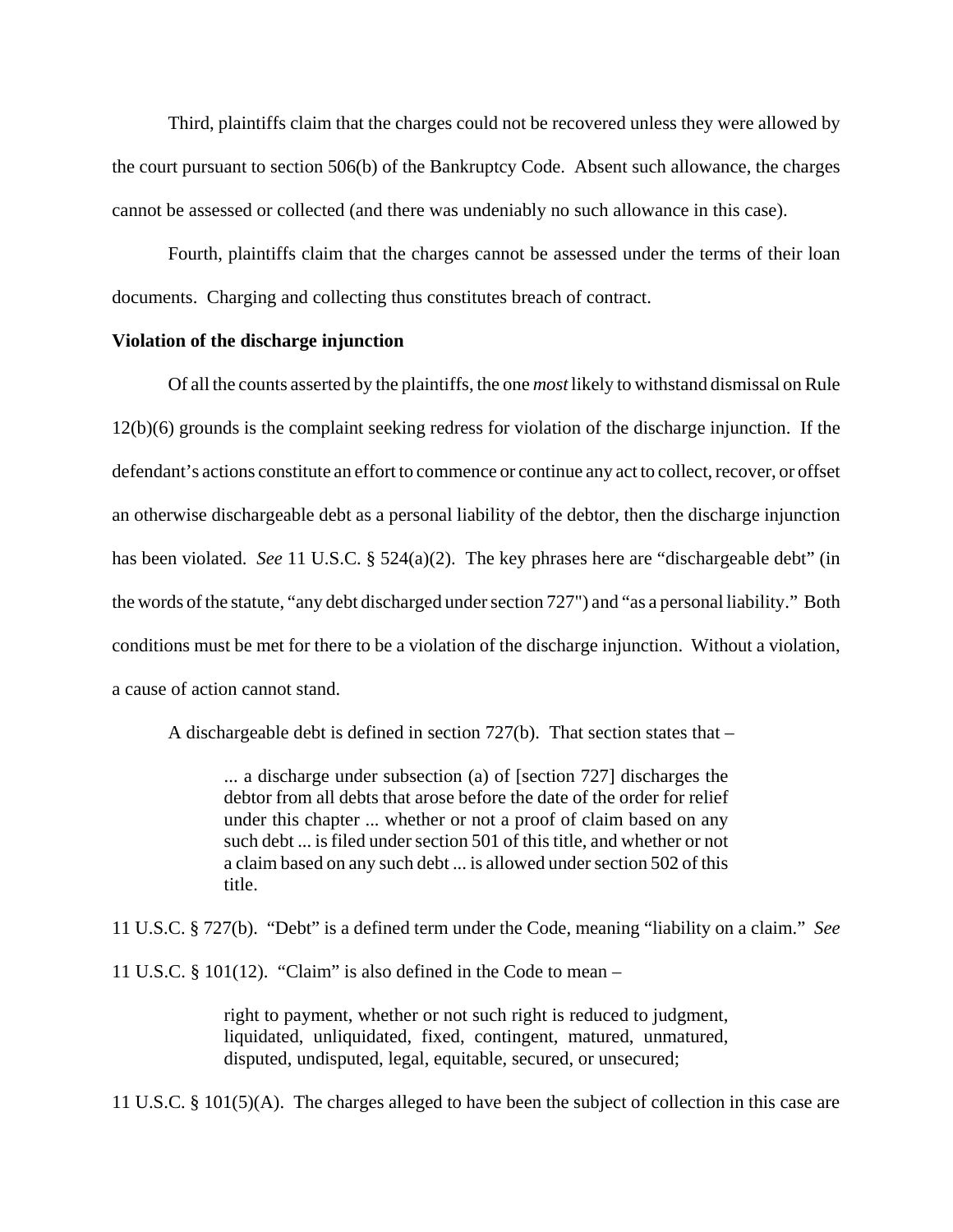Third, plaintiffs claim that the charges could not be recovered unless they were allowed by the court pursuant to section 506(b) of the Bankruptcy Code. Absent such allowance, the charges cannot be assessed or collected (and there was undeniably no such allowance in this case).

Fourth, plaintiffs claim that the charges cannot be assessed under the terms of their loan documents. Charging and collecting thus constitutes breach of contract.

**Violation of the discharge injunction**

Of all the counts asserted by the plaintiffs, the one *most* likely to withstand dismissal on Rule 12(b)(6) grounds is the complaint seeking redress for violation of the discharge injunction. If the defendant's actions constitute an effort to commence or continue any act to collect, recover, or offset an otherwise dischargeable debt as a personal liability of the debtor, then the discharge injunction has been violated. *See* 11 U.S.C. § 524(a)(2). The key phrases here are "dischargeable debt" (in the words of the statute, "any debt discharged under section 727") and "as a personal liability." Both conditions must be met for there to be a violation of the discharge injunction. Without a violation, a cause of action cannot stand.

A dischargeable debt is defined in section 727(b). That section states that –

> ... a discharge under subsection (a) of [section 727] discharges the debtor from all debts that arose before the date of the order for relief under this chapter ... whether or not a proof of claim based on any such debt ... is filed under section 501 of this title, and whether or not a claim based on any such debt ... is allowed under section 502 of this title.

11 U.S.C. § 727(b). "Debt" is a defined term under the Code, meaning "liability on a claim." *See* 11 U.S.C. § 101(12). "Claim" is also defined in the Code to mean –

> right to payment, whether or not such right is reduced to judgment, liquidated, unliquidated, fixed, contingent, matured, unmatured, disputed, undisputed, legal, equitable, secured, or unsecured;

11 U.S.C. § 101(5)(A). The charges alleged to have been the subject of collection in this case are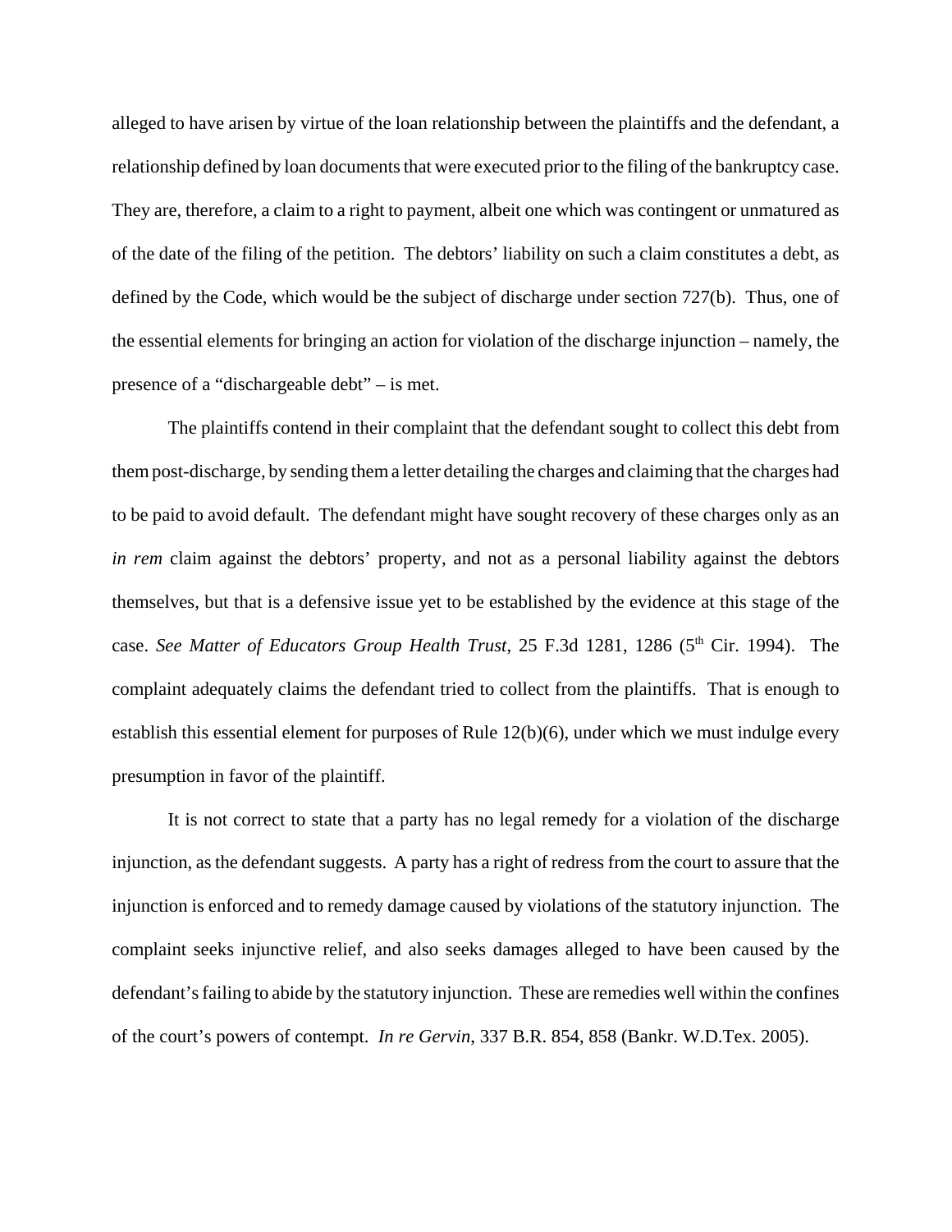alleged to have arisen by virtue of the loan relationship between the plaintiffs and the defendant, a relationship defined by loan documents that were executed prior to the filing of the bankruptcy case. They are, therefore, a claim to a right to payment, albeit one which was contingent or unmatured as of the date of the filing of the petition. The debtors' liability on such a claim constitutes a debt, as defined by the Code, which would be the subject of discharge under section 727(b). Thus, one of the essential elements for bringing an action for violation of the discharge injunction – namely, the presence of a "dischargeable debt" – is met.

The plaintiffs contend in their complaint that the defendant sought to collect this debt from them post-discharge, by sending them a letter detailing the charges and claiming that the charges had to be paid to avoid default. The defendant might have sought recovery of these charges only as an *in rem* claim against the debtors' property, and not as a personal liability against the debtors themselves, but that is a defensive issue yet to be established by the evidence at this stage of the case. *See Matter of Educators Group Health Trust*, 25 F.3d 1281, 1286 (5th Cir. 1994). The complaint adequately claims the defendant tried to collect from the plaintiffs. That is enough to establish this essential element for purposes of Rule 12(b)(6), under which we must indulge every presumption in favor of the plaintiff.

It is not correct to state that a party has no legal remedy for a violation of the discharge injunction, as the defendant suggests. A party has a right of redress from the court to assure that the injunction is enforced and to remedy damage caused by violations of the statutory injunction. The complaint seeks injunctive relief, and also seeks damages alleged to have been caused by the defendant's failing to abide by the statutory injunction. These are remedies well within the confines of the court's powers of contempt. *In re Gervin*, 337 B.R. 854, 858 (Bankr. W.D.Tex. 2005).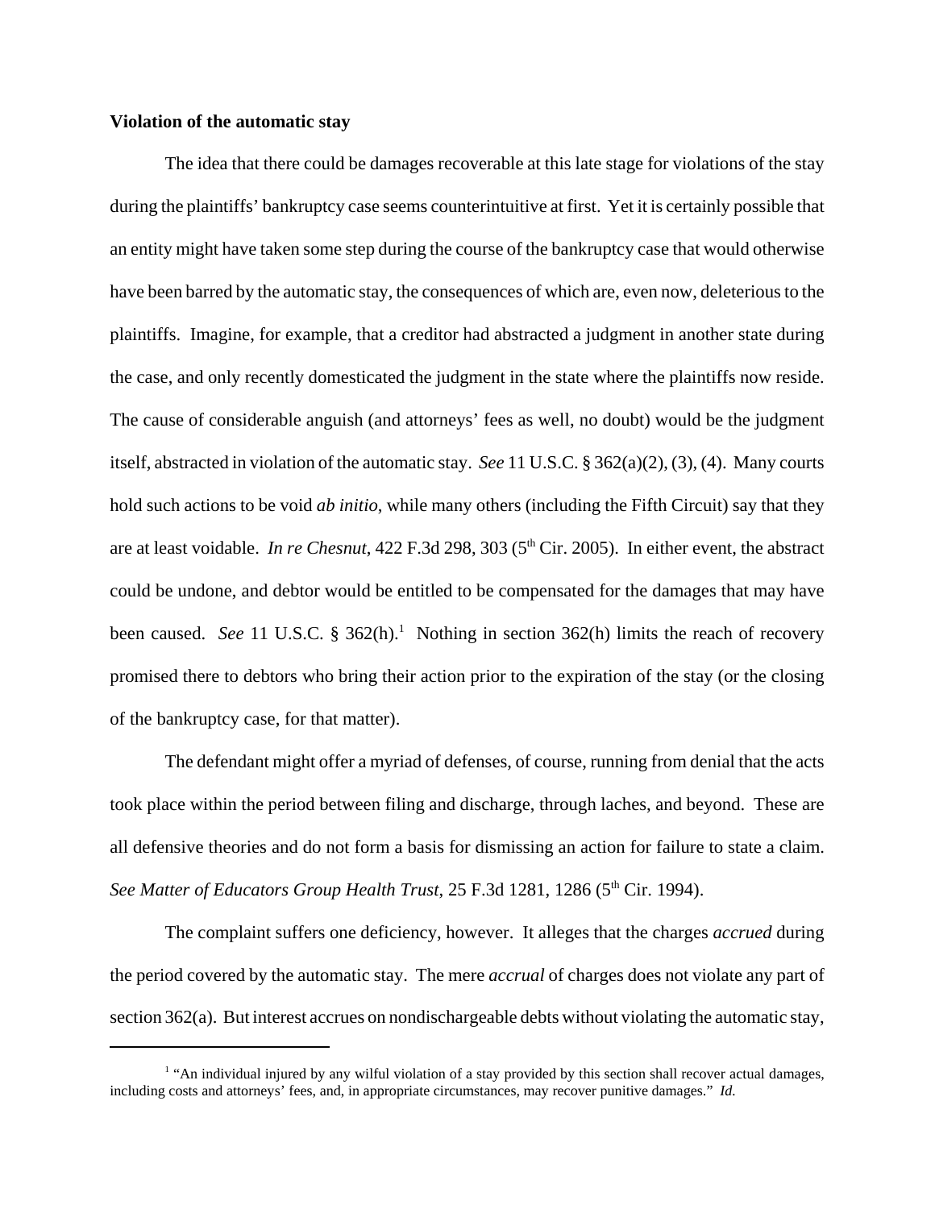**Violation of the automatic stay**

The idea that there could be damages recoverable at this late stage for violations of the stay during the plaintiffs' bankruptcy case seems counterintuitive at first. Yet it is certainly possible that an entity might have taken some step during the course of the bankruptcy case that would otherwise have been barred by the automatic stay, the consequences of which are, even now, deleterious to the plaintiffs. Imagine, for example, that a creditor had abstracted a judgment in another state during the case, and only recently domesticated the judgment in the state where the plaintiffs now reside. The cause of considerable anguish (and attorneys' fees as well, no doubt) would be the judgment itself, abstracted in violation of the automatic stay. *See* 11 U.S.C. § 362(a)(2), (3), (4). Many courts hold such actions to be void *ab initio*, while many others (including the Fifth Circuit) say that they are at least voidable. *In re Chesnut*, 422 F.3d 298, 303 (5th Cir. 2005). In either event, the abstract could be undone, and debtor would be entitled to be compensated for the damages that may have been caused. *See* 11 U.S.C. § 362(h).[1] Nothing in section 362(h) limits the reach of recovery promised there to debtors who bring their action prior to the expiration of the stay (or the closing of the bankruptcy case, for that matter).

The defendant might offer a myriad of defenses, of course, running from denial that the acts took place within the period between filing and discharge, through laches, and beyond. These are all defensive theories and do not form a basis for dismissing an action for failure to state a claim. *See Matter of Educators Group Health Trust*, 25 F.3d 1281, 1286 (5th Cir. 1994).

The complaint suffers one deficiency, however. It alleges that the charges *accrued* during the period covered by the automatic stay. The mere *accrual* of charges does not violate any part of section 362(a). But interest accrues on nondischargeable debts without violating the automatic stay,

[1] "An individual injured by any wilful violation of a stay provided by this section shall recover actual damages, including costs and attorneys' fees, and, in appropriate circumstances, may recover punitive damages." *Id.*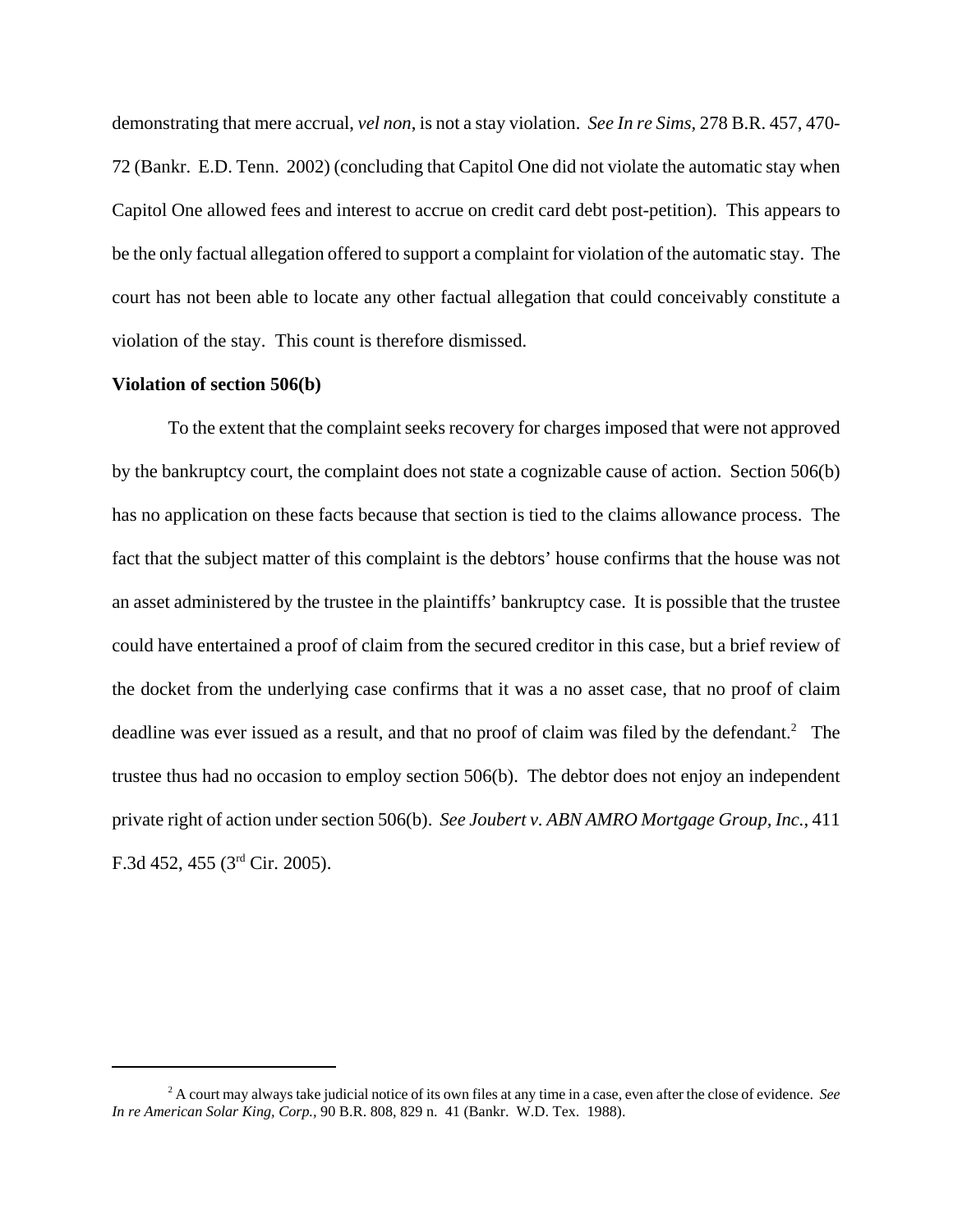demonstrating that mere accrual, *vel non*, is not a stay violation. *See In re Sims*, 278 B.R. 457, 470-72 (Bankr. E.D. Tenn. 2002) (concluding that Capitol One did not violate the automatic stay when Capitol One allowed fees and interest to accrue on credit card debt post-petition). This appears to be the only factual allegation offered to support a complaint for violation of the automatic stay. The court has not been able to locate any other factual allegation that could conceivably constitute a violation of the stay. This count is therefore dismissed.

**Violation of section 506(b)**

To the extent that the complaint seeks recovery for charges imposed that were not approved by the bankruptcy court, the complaint does not state a cognizable cause of action. Section 506(b) has no application on these facts because that section is tied to the claims allowance process. The fact that the subject matter of this complaint is the debtors' house confirms that the house was not an asset administered by the trustee in the plaintiffs' bankruptcy case. It is possible that the trustee could have entertained a proof of claim from the secured creditor in this case, but a brief review of the docket from the underlying case confirms that it was a no asset case, that no proof of claim deadline was ever issued as a result, and that no proof of claim was filed by the defendant.[2] The trustee thus had no occasion to employ section 506(b). The debtor does not enjoy an independent private right of action under section 506(b). *See Joubert v. ABN AMRO Mortgage Group, Inc.*, 411 F.3d 452, 455 (3rd Cir. 2005).

---

[2] A court may always take judicial notice of its own files at any time in a case, even after the close of evidence. *See In re American Solar King, Corp.,* 90 B.R. 808, 829 n. 41 (Bankr. W.D. Tex. 1988).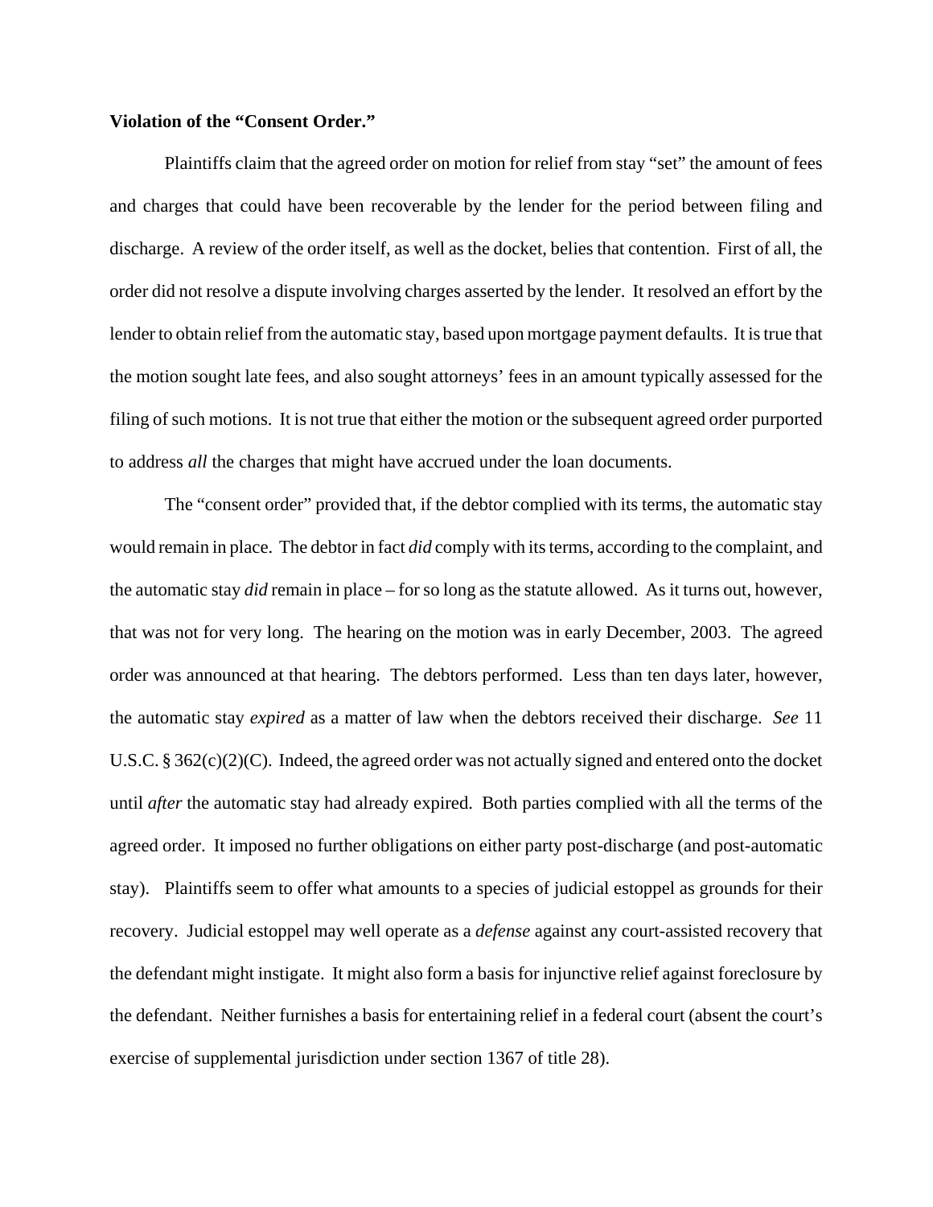**Violation of the "Consent Order."**

Plaintiffs claim that the agreed order on motion for relief from stay "set" the amount of fees and charges that could have been recoverable by the lender for the period between filing and discharge. A review of the order itself, as well as the docket, belies that contention. First of all, the order did not resolve a dispute involving charges asserted by the lender. It resolved an effort by the lender to obtain relief from the automatic stay, based upon mortgage payment defaults. It is true that the motion sought late fees, and also sought attorneys' fees in an amount typically assessed for the filing of such motions. It is not true that either the motion or the subsequent agreed order purported to address *all* the charges that might have accrued under the loan documents.

The "consent order" provided that, if the debtor complied with its terms, the automatic stay would remain in place. The debtor in fact *did* comply with its terms, according to the complaint, and the automatic stay *did* remain in place – for so long as the statute allowed. As it turns out, however, that was not for very long. The hearing on the motion was in early December, 2003. The agreed order was announced at that hearing. The debtors performed. Less than ten days later, however, the automatic stay *expired* as a matter of law when the debtors received their discharge. *See* 11 U.S.C. § 362(c)(2)(C). Indeed, the agreed order was not actually signed and entered onto the docket until *after* the automatic stay had already expired. Both parties complied with all the terms of the agreed order. It imposed no further obligations on either party post-discharge (and post-automatic stay). Plaintiffs seem to offer what amounts to a species of judicial estoppel as grounds for their recovery. Judicial estoppel may well operate as a *defense* against any court-assisted recovery that the defendant might instigate. It might also form a basis for injunctive relief against foreclosure by the defendant. Neither furnishes a basis for entertaining relief in a federal court (absent the court's exercise of supplemental jurisdiction under section 1367 of title 28).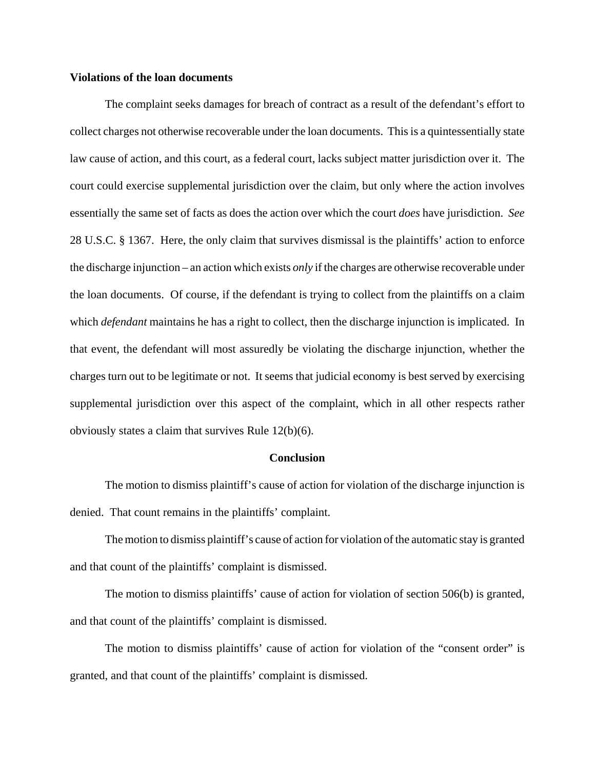**Violations of the loan documents**

The complaint seeks damages for breach of contract as a result of the defendant's effort to collect charges not otherwise recoverable under the loan documents. This is a quintessentially state law cause of action, and this court, as a federal court, lacks subject matter jurisdiction over it. The court could exercise supplemental jurisdiction over the claim, but only where the action involves essentially the same set of facts as does the action over which the court *does* have jurisdiction. *See* 28 U.S.C. § 1367. Here, the only claim that survives dismissal is the plaintiffs' action to enforce the discharge injunction – an action which exists *only* if the charges are otherwise recoverable under the loan documents. Of course, if the defendant is trying to collect from the plaintiffs on a claim which *defendant* maintains he has a right to collect, then the discharge injunction is implicated. In that event, the defendant will most assuredly be violating the discharge injunction, whether the charges turn out to be legitimate or not. It seems that judicial economy is best served by exercising supplemental jurisdiction over this aspect of the complaint, which in all other respects rather obviously states a claim that survives Rule 12(b)(6).

**Conclusion**

The motion to dismiss plaintiff's cause of action for violation of the discharge injunction is denied. That count remains in the plaintiffs' complaint.

The motion to dismiss plaintiff's cause of action for violation of the automatic stay is granted and that count of the plaintiffs' complaint is dismissed.

The motion to dismiss plaintiffs' cause of action for violation of section 506(b) is granted, and that count of the plaintiffs' complaint is dismissed.

The motion to dismiss plaintiffs' cause of action for violation of the "consent order" is granted, and that count of the plaintiffs' complaint is dismissed.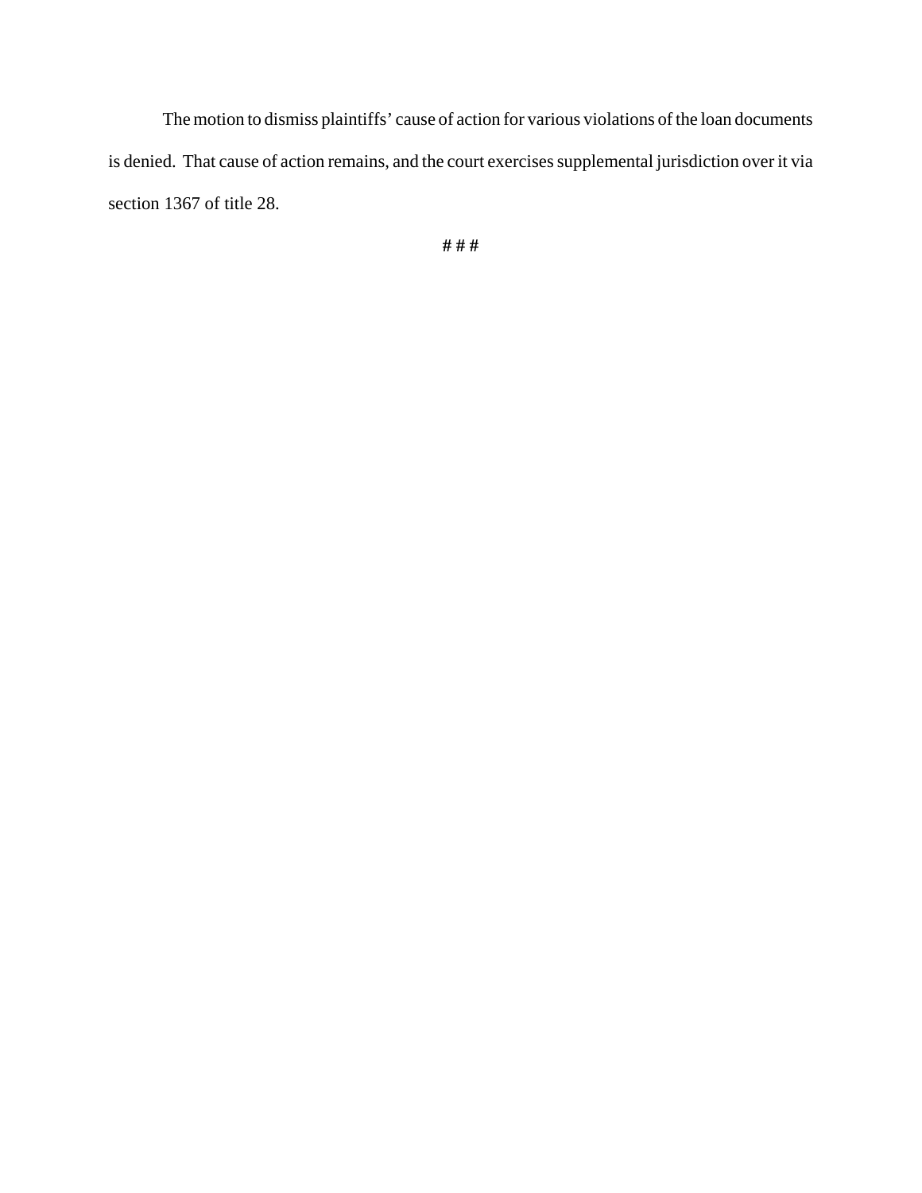The motion to dismiss plaintiffs' cause of action for various violations of the loan documents is denied. That cause of action remains, and the court exercises supplemental jurisdiction over it via section 1367 of title 28.

# # #